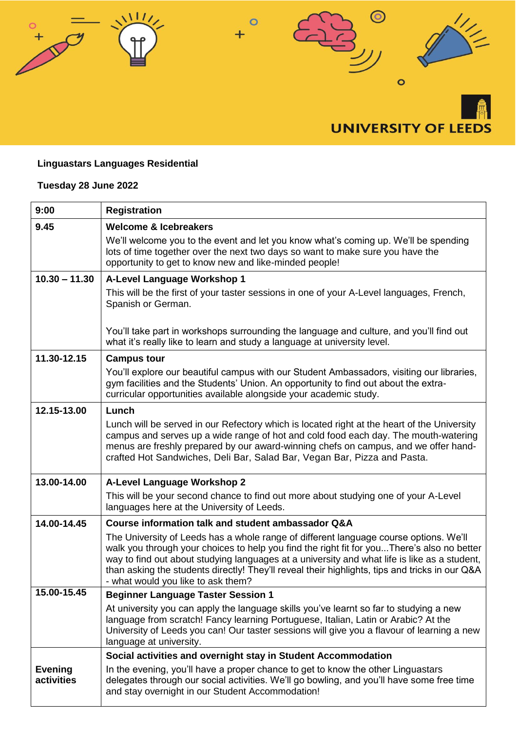UNIVERSITY OF LEEDS

**Linguastars Languages Residential**

**Tuesday 28 June 2022**

| 9:00 | **Registration** |
|---|---|
| 9.45 | **Welcome & Icebreakers**<br>We'll welcome you to the event and let you know what's coming up. We'll be spending lots of time together over the next two days so want to make sure you have the opportunity to get to know new and like-minded people! |
| 10.30 – 11.30 | **A-Level Language Workshop 1**<br>This will be the first of your taster sessions in one of your A-Level languages, French, Spanish or German.<br><br>You'll take part in workshops surrounding the language and culture, and you'll find out what it's really like to learn and study a language at university level. |
| 11.30-12.15 | **Campus tour**<br>You'll explore our beautiful campus with our Student Ambassadors, visiting our libraries, gym facilities and the Students' Union. An opportunity to find out about the extra-curricular opportunities available alongside your academic study. |
| 12.15-13.00 | **Lunch**<br>Lunch will be served in our Refectory which is located right at the heart of the University campus and serves up a wide range of hot and cold food each day. The mouth-watering menus are freshly prepared by our award-winning chefs on campus, and we offer hand-crafted Hot Sandwiches, Deli Bar, Salad Bar, Vegan Bar, Pizza and Pasta. |
| 13.00-14.00 | **A-Level Language Workshop 2**<br>This will be your second chance to find out more about studying one of your A-Level languages here at the University of Leeds. |
| 14.00-14.45 | **Course information talk and student ambassador Q&A**<br>The University of Leeds has a whole range of different language course options. We'll walk you through your choices to help you find the right fit for you...There's also no better way to find out about studying languages at a university and what life is like as a student, than asking the students directly! They'll reveal their highlights, tips and tricks in our Q&A - what would you like to ask them? |
| 15.00-15.45 | **Beginner Language Taster Session 1**<br>At university you can apply the language skills you've learnt so far to studying a new language from scratch! Fancy learning Portuguese, Italian, Latin or Arabic? At the University of Leeds you can! Our taster sessions will give you a flavour of learning a new language at university. |
| **Evening activities** | **Social activities and overnight stay in Student Accommodation**<br>In the evening, you'll have a proper chance to get to know the other Linguastars delegates through our social activities. We'll go bowling, and you'll have some free time and stay overnight in our Student Accommodation! |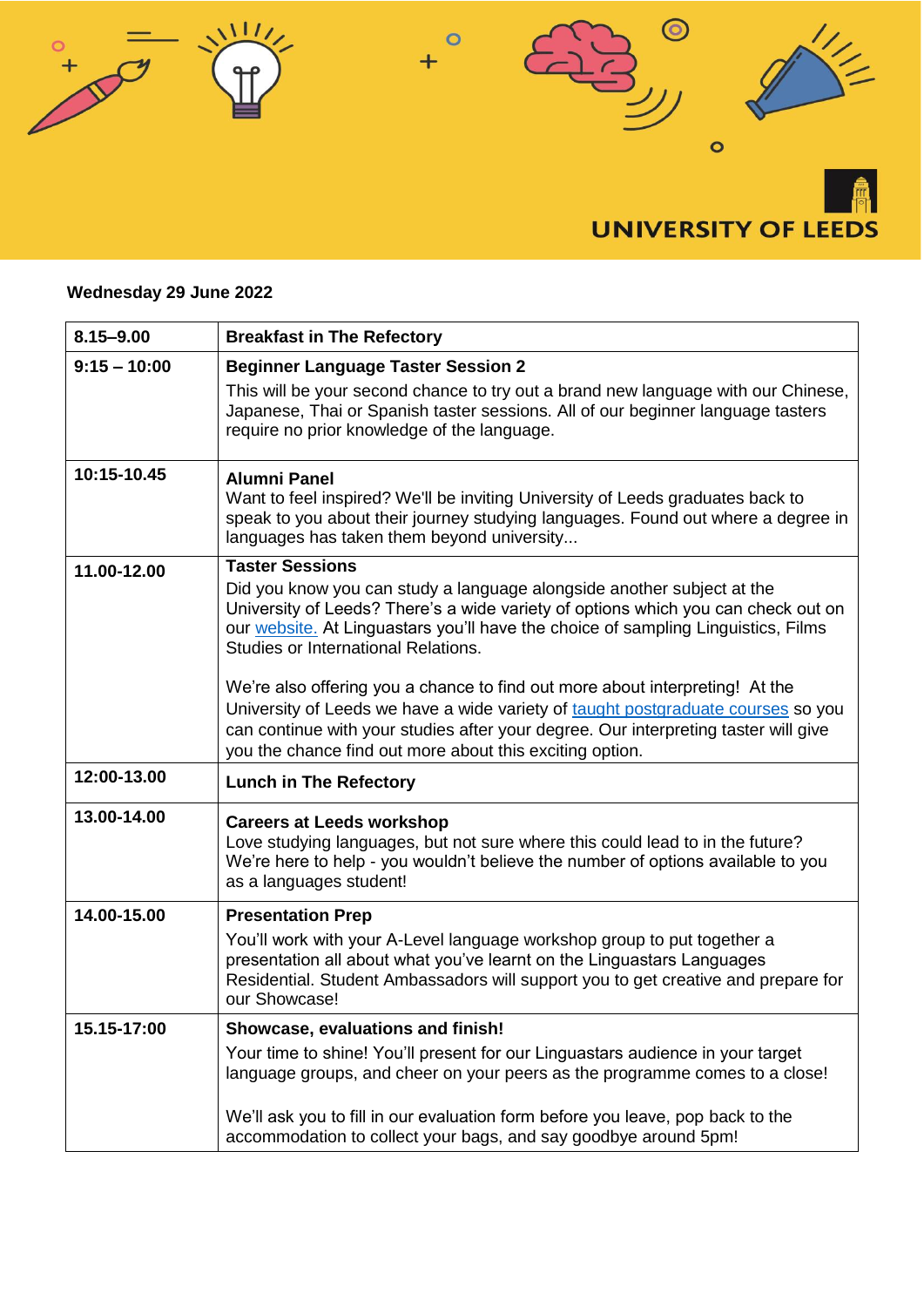UNIVERSITY OF LEEDS

**Wednesday 29 June 2022**

| | |
|---|---|
| **8.15–9.00** | **Breakfast in The Refectory** |
| **9:15 – 10:00** | **Beginner Language Taster Session 2**<br>This will be your second chance to try out a brand new language with our Chinese, Japanese, Thai or Spanish taster sessions. All of our beginner language tasters require no prior knowledge of the language. |
| **10:15-10.45** | **Alumni Panel**<br>Want to feel inspired? We'll be inviting University of Leeds graduates back to speak to you about their journey studying languages. Found out where a degree in languages has taken them beyond university... |
| **11.00-12.00** | **Taster Sessions**<br>Did you know you can study a language alongside another subject at the University of Leeds? There's a wide variety of options which you can check out on our website. At Linguastars you'll have the choice of sampling Linguistics, Films Studies or International Relations.<br><br>We're also offering you a chance to find out more about interpreting! At the University of Leeds we have a wide variety of taught postgraduate courses so you can continue with your studies after your degree. Our interpreting taster will give you the chance find out more about this exciting option. |
| **12:00-13.00** | **Lunch in The Refectory** |
| **13.00-14.00** | **Careers at Leeds workshop**<br>Love studying languages, but not sure where this could lead to in the future? We're here to help - you wouldn't believe the number of options available to you as a languages student! |
| **14.00-15.00** | **Presentation Prep**<br>You'll work with your A-Level language workshop group to put together a presentation all about what you've learnt on the Linguastars Languages Residential. Student Ambassadors will support you to get creative and prepare for our Showcase! |
| **15.15-17:00** | **Showcase, evaluations and finish!**<br>Your time to shine! You'll present for our Linguastars audience in your target language groups, and cheer on your peers as the programme comes to a close!<br><br>We'll ask you to fill in our evaluation form before you leave, pop back to the accommodation to collect your bags, and say goodbye around 5pm! |